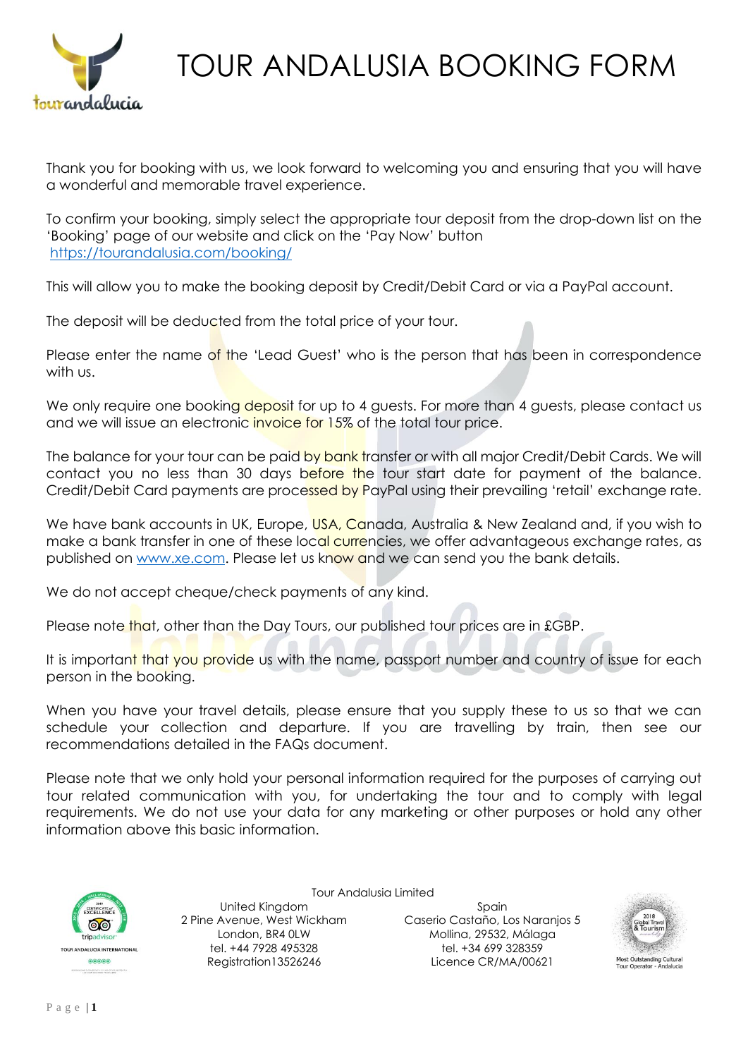# TOUR ANDALUSIA BOOKING FORM

Thank you for booking with us, we look forward to welcoming you and ensuring that you will have a wonderful and memorable travel experience.

To confirm your booking, simply select the appropriate tour deposit from the drop-down list on the 'Booking' page of our website and click on the 'Pay Now' button https://tourandalusia.com/booking/

This will allow you to make the booking deposit by Credit/Debit Card or via a PayPal account.

The deposit will be deducted from the total price of your tour.

Please enter the name of the 'Lead Guest' who is the person that has been in correspondence with us.

We only require one booking deposit for up to 4 guests. For more than 4 guests, please contact us and we will issue an electronic invoice for 15% of the total tour price.

The balance for your tour can be paid by bank transfer or with all major Credit/Debit Cards. We will contact you no less than 30 days before the tour start date for payment of the balance. Credit/Debit Card payments are processed by PayPal using their prevailing 'retail' exchange rate.

We have bank accounts in UK, Europe, USA, Canada, Australia & New Zealand and, if you wish to make a bank transfer in one of these local currencies, we offer advantageous exchange rates, as published on www.xe.com. Please let us know and we can send you the bank details.

We do not accept cheque/check payments of any kind.

Please note that, other than the Day Tours, our published tour prices are in £GBP.

It is important that you provide us with the name, passport number and country of issue for each person in the booking.

When you have your travel details, please ensure that you supply these to us so that we can schedule your collection and departure. If you are travelling by train, then see our recommendations detailed in the FAQs document.

Please note that we only hold your personal information required for the purposes of carrying out tour related communication with you, for undertaking the tour and to comply with legal requirements. We do not use your data for any marketing or other purposes or hold any other information above this basic information.

Tour Andalusia Limited

United Kingdom
2 Pine Avenue, West Wickham
London, BR4 0LW
tel. +44 7928 495328
Registration13526246

Spain
Caserio Castaño, Los Naranjos 5
Mollina, 29532, Málaga
tel. +34 699 328359
Licence CR/MA/00621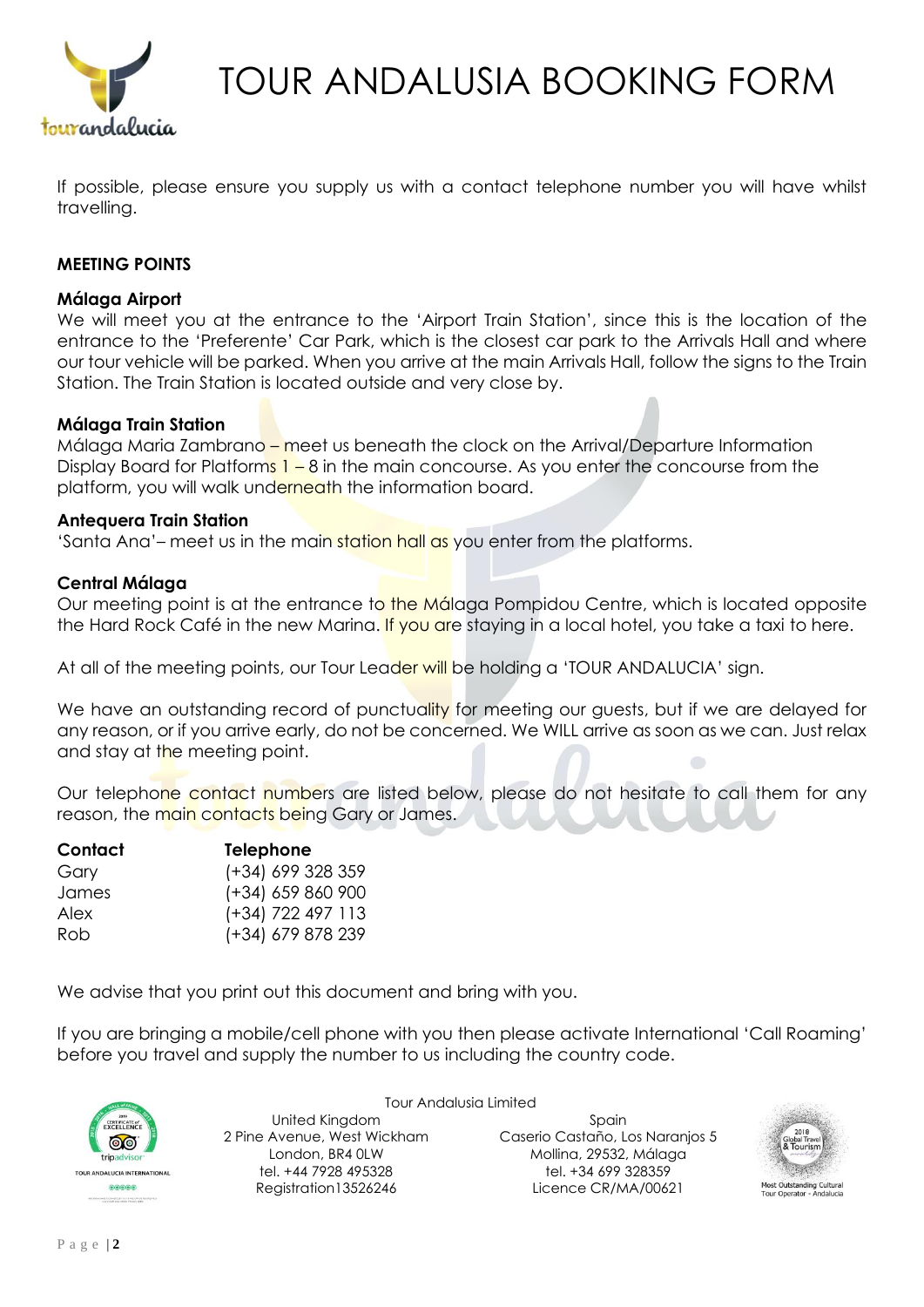# TOUR ANDALUSIA BOOKING FORM

If possible, please ensure you supply us with a contact telephone number you will have whilst travelling.

**MEETING POINTS**

**Málaga Airport**
We will meet you at the entrance to the 'Airport Train Station', since this is the location of the entrance to the 'Preferente' Car Park, which is the closest car park to the Arrivals Hall and where our tour vehicle will be parked. When you arrive at the main Arrivals Hall, follow the signs to the Train Station. The Train Station is located outside and very close by.

**Málaga Train Station**
Málaga Maria Zambrano – meet us beneath the clock on the Arrival/Departure Information Display Board for Platforms 1 – 8 in the main concourse. As you enter the concourse from the platform, you will walk underneath the information board.

**Antequera Train Station**
'Santa Ana'– meet us in the main station hall as you enter from the platforms.

**Central Málaga**
Our meeting point is at the entrance to the Málaga Pompidou Centre, which is located opposite the Hard Rock Café in the new Marina. If you are staying in a local hotel, you take a taxi to here.

At all of the meeting points, our Tour Leader will be holding a 'TOUR ANDALUCIA' sign.

We have an outstanding record of punctuality for meeting our guests, but if we are delayed for any reason, or if you arrive early, do not be concerned. We WILL arrive as soon as we can. Just relax and stay at the meeting point.

Our telephone contact numbers are listed below, please do not hesitate to call them for any reason, the main contacts being Gary or James.

| **Contact** | **Telephone** |
|---|---|
| Gary | (+34) 699 328 359 |
| James | (+34) 659 860 900 |
| Alex | (+34) 722 497 113 |
| Rob | (+34) 679 878 239 |

We advise that you print out this document and bring with you.

If you are bringing a mobile/cell phone with you then please activate International 'Call Roaming' before you travel and supply the number to us including the country code.

Tour Andalusia Limited

United Kingdom
2 Pine Avenue, West Wickham
London, BR4 0LW
tel. +44 7928 495328
Registration13526246

Spain
Caserio Castaño, Los Naranjos 5
Mollina, 29532, Málaga
tel. +34 699 328359
Licence CR/MA/00621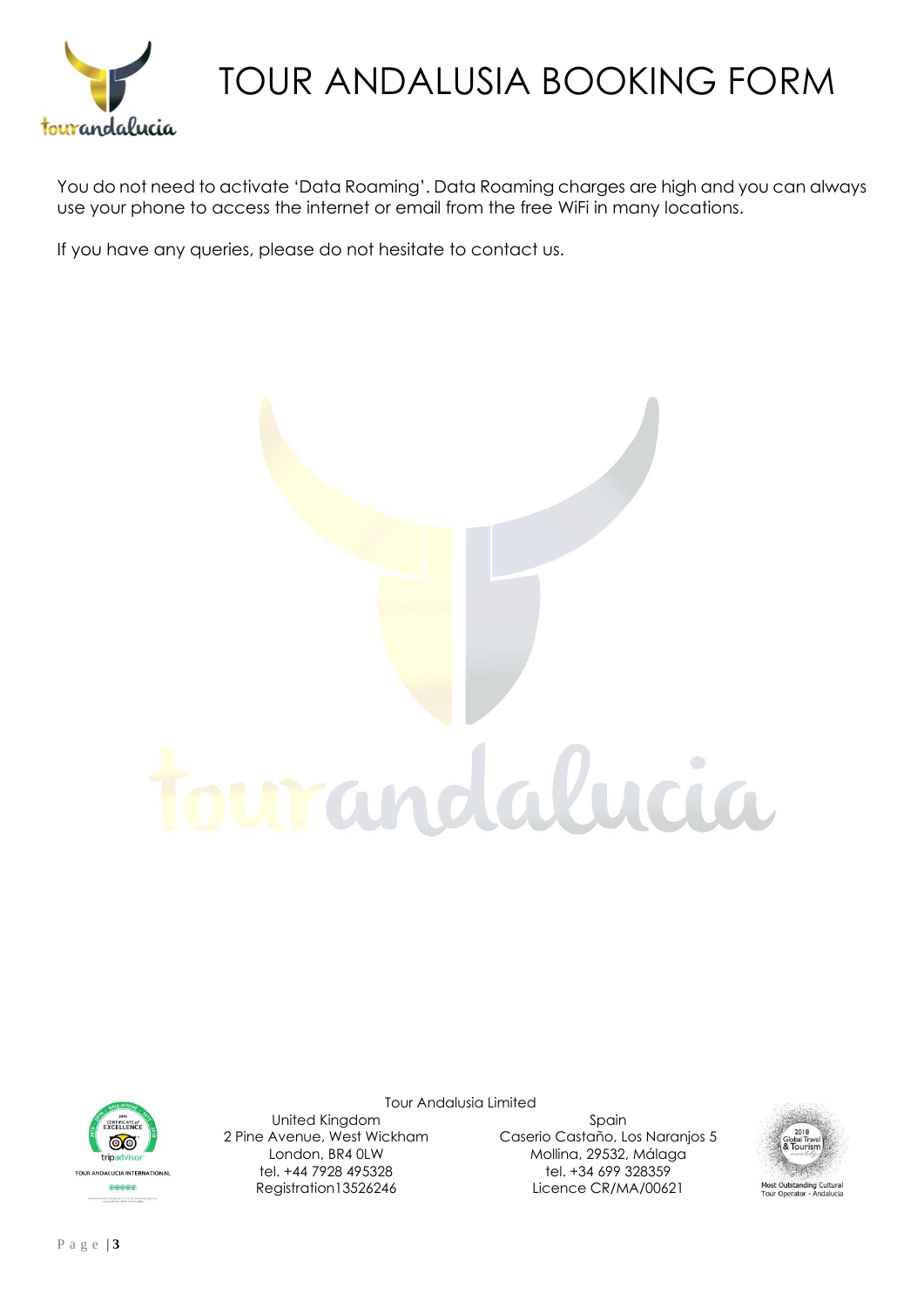# TOUR ANDALUSIA BOOKING FORM

You do not need to activate 'Data Roaming'. Data Roaming charges are high and you can always use your phone to access the internet or email from the free WiFi in many locations.

If you have any queries, please do not hesitate to contact us.

Tour Andalusia Limited

United Kingdom
2 Pine Avenue, West Wickham
London, BR4 0LW
tel. +44 7928 495328
Registration13526246

Spain
Caserio Castaño, Los Naranjos 5
Mollina, 29532, Málaga
tel. +34 699 328359
Licence CR/MA/00621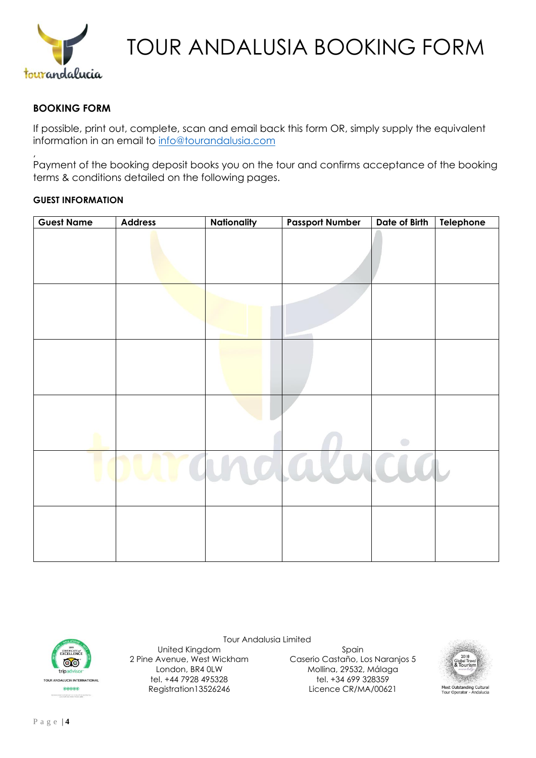# TOUR ANDALUSIA BOOKING FORM

**BOOKING FORM**

If possible, print out, complete, scan and email back this form OR, simply supply the equivalent information in an email to info@tourandalusia.com

,

Payment of the booking deposit books you on the tour and confirms acceptance of the booking terms & conditions detailed on the following pages.

**GUEST INFORMATION**

| Guest Name | Address | Nationality | Passport Number | Date of Birth | Telephone |
|---|---|---|---|---|---|
| | | | | | |
| | | | | | |
| | | | | | |
| | | | | | |
| | | | | | |
| | | | | | |

Tour Andalusia Limited

United Kingdom
2 Pine Avenue, West Wickham
London, BR4 0LW
tel. +44 7928 495328
Registration13526246

Spain
Caserio Castaño, Los Naranjos 5
Mollina, 29532, Málaga
tel. +34 699 328359
Licence CR/MA/00621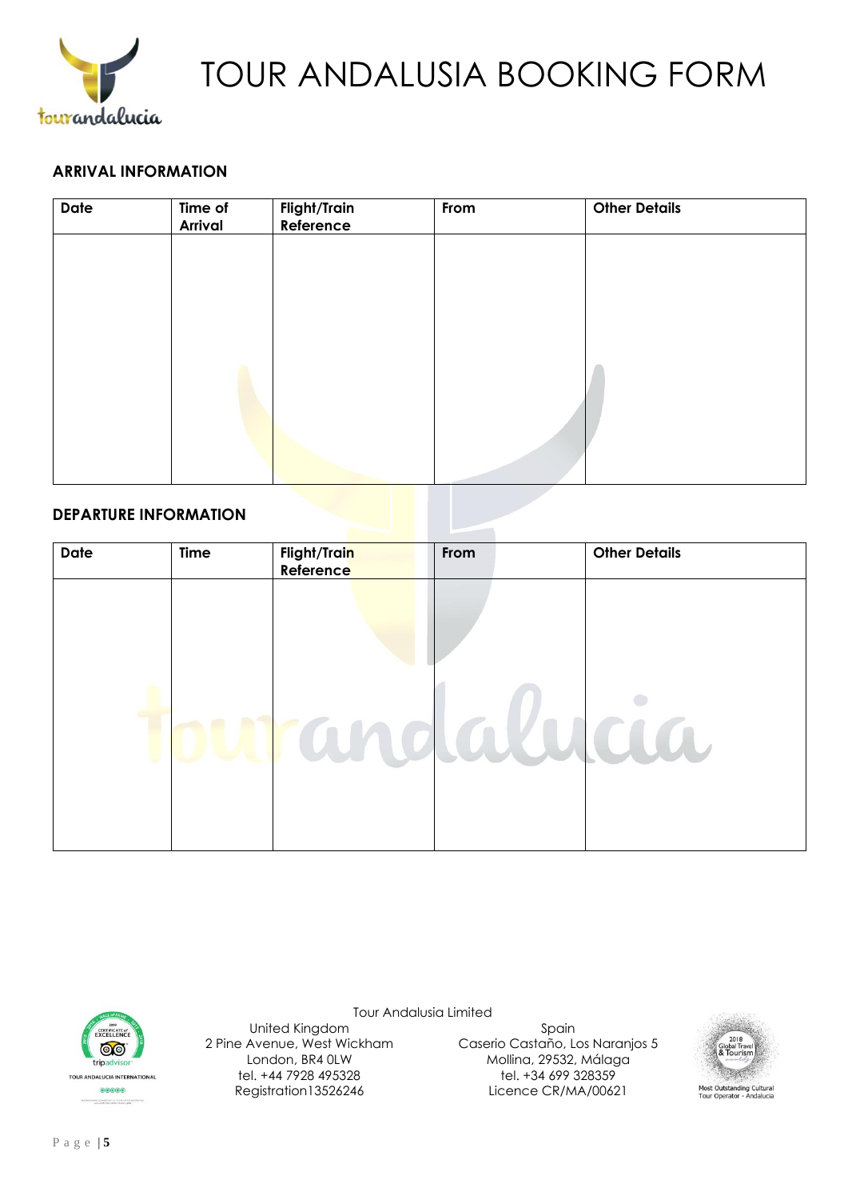# TOUR ANDALUSIA BOOKING FORM

## ARRIVAL INFORMATION

| Date | Time of Arrival | Flight/Train Reference | From | Other Details |
|---|---|---|---|---|
| | | | | |

## DEPARTURE INFORMATION

| Date | Time | Flight/Train Reference | From | Other Details |
|---|---|---|---|---|
| | | | | |

Tour Andalusia Limited

United Kingdom
2 Pine Avenue, West Wickham
London, BR4 0LW
tel. +44 7928 495328
Registration13526246

Spain
Caserio Castaño, Los Naranjos 5
Mollina, 29532, Málaga
tel. +34 699 328359
Licence CR/MA/00621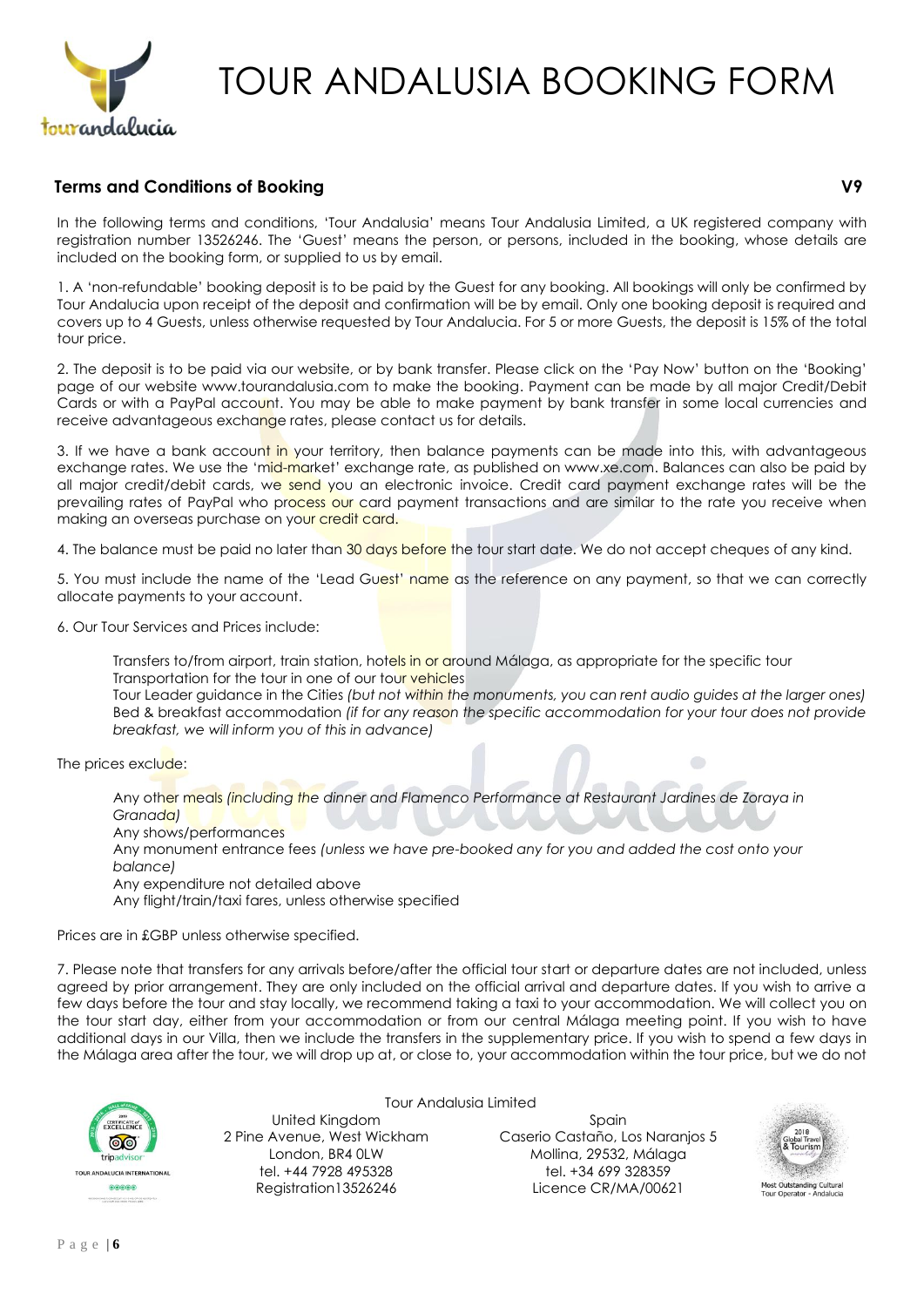# TOUR ANDALUSIA BOOKING FORM

## Terms and Conditions of Booking **V9**

In the following terms and conditions, 'Tour Andalusia' means Tour Andalusia Limited, a UK registered company with registration number 13526246. The 'Guest' means the person, or persons, included in the booking, whose details are included on the booking form, or supplied to us by email.

1. A 'non-refundable' booking deposit is to be paid by the Guest for any booking. All bookings will only be confirmed by Tour Andalucia upon receipt of the deposit and confirmation will be by email. Only one booking deposit is required and covers up to 4 Guests, unless otherwise requested by Tour Andalucia. For 5 or more Guests, the deposit is 15% of the total tour price.

2. The deposit is to be paid via our website, or by bank transfer. Please click on the 'Pay Now' button on the 'Booking' page of our website www.tourandalusia.com to make the booking. Payment can be made by all major Credit/Debit Cards or with a PayPal account. You may be able to make payment by bank transfer in some local currencies and receive advantageous exchange rates, please contact us for details.

3. If we have a bank account in your territory, then balance payments can be made into this, with advantageous exchange rates. We use the 'mid-market' exchange rate, as published on www.xe.com. Balances can also be paid by all major credit/debit cards, we send you an electronic invoice. Credit card payment exchange rates will be the prevailing rates of PayPal who process our card payment transactions and are similar to the rate you receive when making an overseas purchase on your credit card.

4. The balance must be paid no later than 30 days before the tour start date. We do not accept cheques of any kind.

5. You must include the name of the 'Lead Guest' name as the reference on any payment, so that we can correctly allocate payments to your account.

6. Our Tour Services and Prices include:

Transfers to/from airport, train station, hotels in or around Málaga, as appropriate for the specific tour
Transportation for the tour in one of our tour vehicles
Tour Leader guidance in the Cities *(but not within the monuments, you can rent audio guides at the larger ones)*
Bed & breakfast accommodation *(if for any reason the specific accommodation for your tour does not provide breakfast, we will inform you of this in advance)*

The prices exclude:

Any other meals *(including the dinner and Flamenco Performance at Restaurant Jardines de Zoraya in Granada)*
Any shows/performances
Any monument entrance fees *(unless we have pre-booked any for you and added the cost onto your balance)*
Any expenditure not detailed above
Any flight/train/taxi fares, unless otherwise specified

Prices are in £GBP unless otherwise specified.

7. Please note that transfers for any arrivals before/after the official tour start or departure dates are not included, unless agreed by prior arrangement. They are only included on the official arrival and departure dates. If you wish to arrive a few days before the tour and stay locally, we recommend taking a taxi to your accommodation. We will collect you on the tour start day, either from your accommodation or from our central Málaga meeting point. If you wish to have additional days in our Villa, then we include the transfers in the supplementary price. If you wish to spend a few days in the Málaga area after the tour, we will drop up at, or close to, your accommodation within the tour price, but we do not

Tour Andalusia Limited

United Kingdom
2 Pine Avenue, West Wickham
London, BR4 0LW
tel. +44 7928 495328
Registration13526246

Spain
Caserio Castaño, Los Naranjos 5
Mollina, 29532, Málaga
tel. +34 699 328359
Licence CR/MA/00621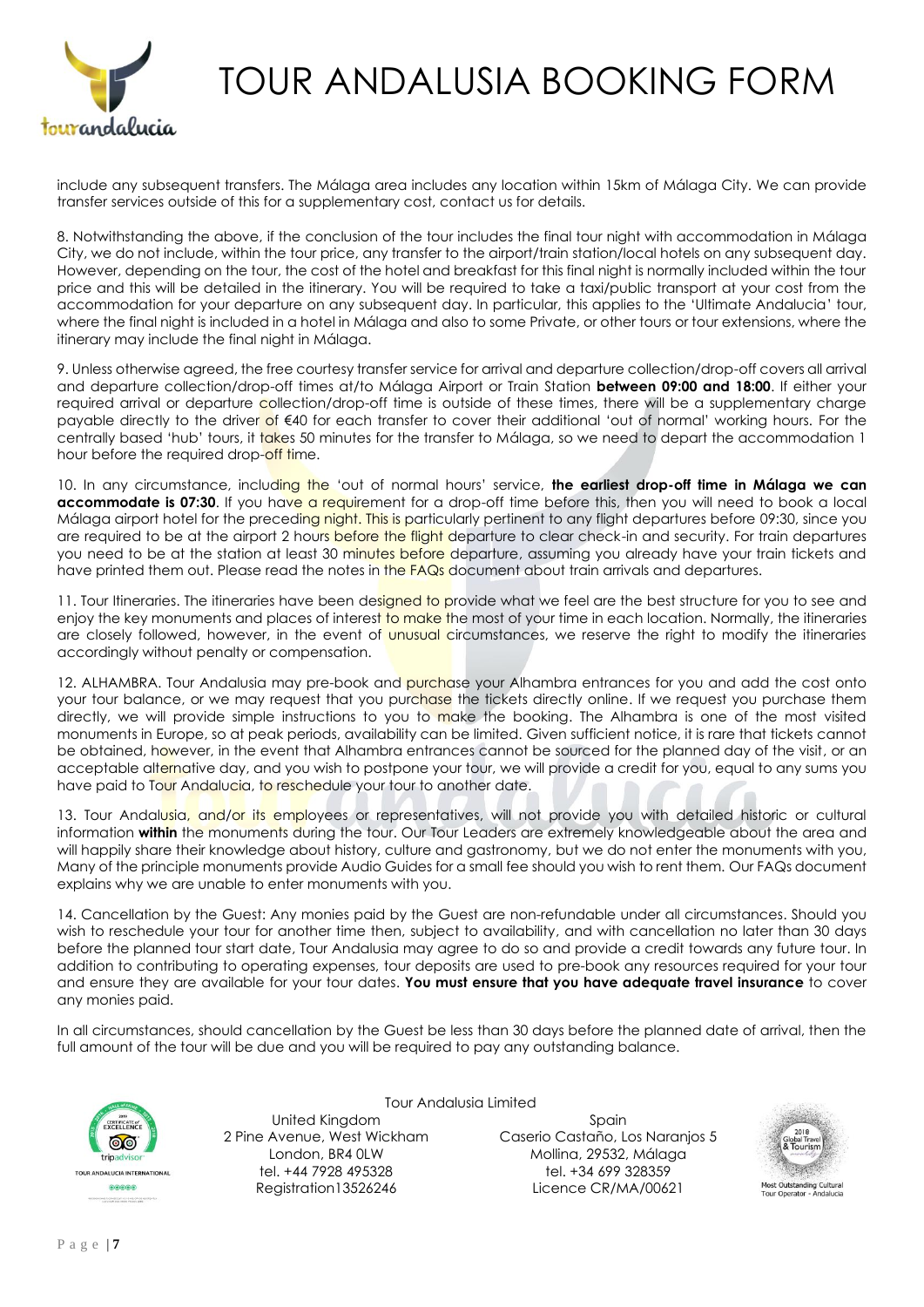include any subsequent transfers. The Málaga area includes any location within 15km of Málaga City. We can provide transfer services outside of this for a supplementary cost, contact us for details.

8. Notwithstanding the above, if the conclusion of the tour includes the final tour night with accommodation in Málaga City, we do not include, within the tour price, any transfer to the airport/train station/local hotels on any subsequent day. However, depending on the tour, the cost of the hotel and breakfast for this final night is normally included within the tour price and this will be detailed in the itinerary. You will be required to take a taxi/public transport at your cost from the accommodation for your departure on any subsequent day. In particular, this applies to the 'Ultimate Andalucia' tour, where the final night is included in a hotel in Málaga and also to some Private, or other tours or tour extensions, where the itinerary may include the final night in Málaga.

9. Unless otherwise agreed, the free courtesy transfer service for arrival and departure collection/drop-off covers all arrival and departure collection/drop-off times at/to Málaga Airport or Train Station **between 09:00 and 18:00**. If either your required arrival or departure collection/drop-off time is outside of these times, there will be a supplementary charge payable directly to the driver of €40 for each transfer to cover their additional 'out of normal' working hours. For the centrally based 'hub' tours, it takes 50 minutes for the transfer to Málaga, so we need to depart the accommodation 1 hour before the required drop-off time.

10. In any circumstance, including the 'out of normal hours' service, **the earliest drop-off time in Málaga we can accommodate is 07:30**. If you have a requirement for a drop-off time before this, then you will need to book a local Málaga airport hotel for the preceding night. This is particularly pertinent to any flight departures before 09:30, since you are required to be at the airport 2 hours before the flight departure to clear check-in and security. For train departures you need to be at the station at least 30 minutes before departure, assuming you already have your train tickets and have printed them out. Please read the notes in the FAQs document about train arrivals and departures.

11. Tour Itineraries. The itineraries have been designed to provide what we feel are the best structure for you to see and enjoy the key monuments and places of interest to make the most of your time in each location. Normally, the itineraries are closely followed, however, in the event of unusual circumstances, we reserve the right to modify the itineraries accordingly without penalty or compensation.

12. ALHAMBRA. Tour Andalusia may pre-book and purchase your Alhambra entrances for you and add the cost onto your tour balance, or we may request that you purchase the tickets directly online. If we request you purchase them directly, we will provide simple instructions to you to make the booking. The Alhambra is one of the most visited monuments in Europe, so at peak periods, availability can be limited. Given sufficient notice, it is rare that tickets cannot be obtained, however, in the event that Alhambra entrances cannot be sourced for the planned day of the visit, or an acceptable alternative day, and you wish to postpone your tour, we will provide a credit for you, equal to any sums you have paid to Tour Andalucia, to reschedule your tour to another date.

13. Tour Andalusia, and/or its employees or representatives, will not provide you with detailed historic or cultural information **within** the monuments during the tour. Our Tour Leaders are extremely knowledgeable about the area and will happily share their knowledge about history, culture and gastronomy, but we do not enter the monuments with you, Many of the principle monuments provide Audio Guides for a small fee should you wish to rent them. Our FAQs document explains why we are unable to enter monuments with you.

14. Cancellation by the Guest: Any monies paid by the Guest are non-refundable under all circumstances. Should you wish to reschedule your tour for another time then, subject to availability, and with cancellation no later than 30 days before the planned tour start date, Tour Andalusia may agree to do so and provide a credit towards any future tour. In addition to contributing to operating expenses, tour deposits are used to pre-book any resources required for your tour and ensure they are available for your tour dates. **You must ensure that you have adequate travel insurance** to cover any monies paid.

In all circumstances, should cancellation by the Guest be less than 30 days before the planned date of arrival, then the full amount of the tour will be due and you will be required to pay any outstanding balance.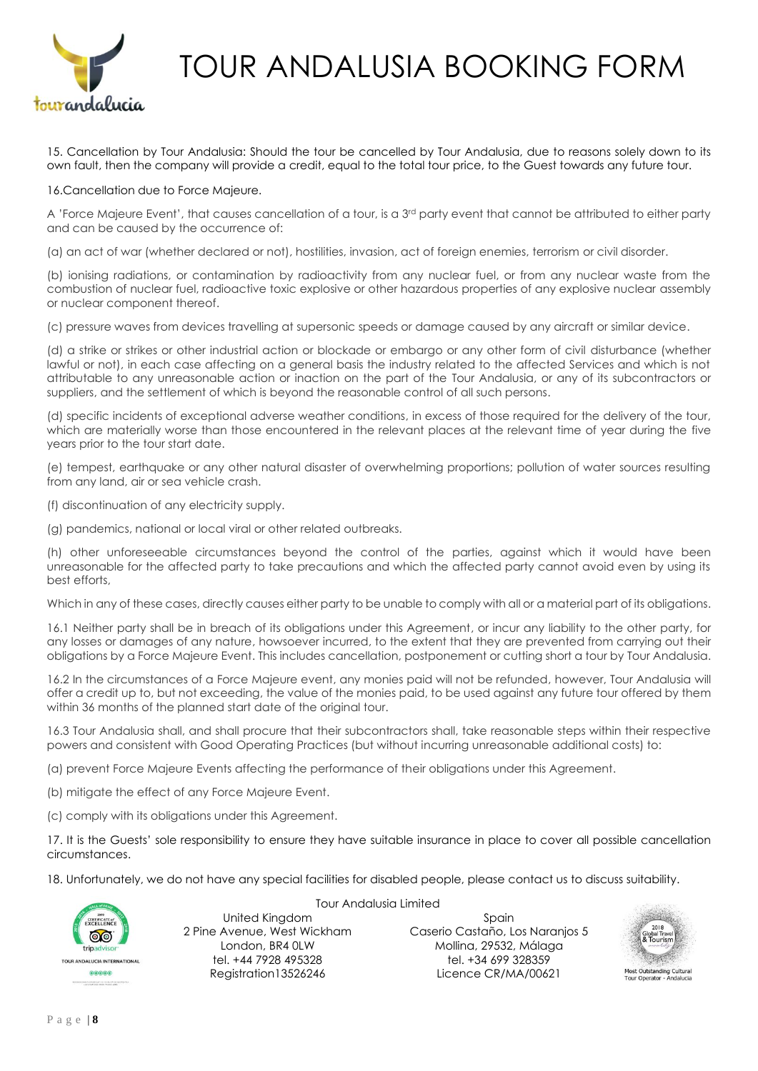# TOUR ANDALUSIA BOOKING FORM

15. Cancellation by Tour Andalusia: Should the tour be cancelled by Tour Andalusia, due to reasons solely down to its own fault, then the company will provide a credit, equal to the total tour price, to the Guest towards any future tour.

16.Cancellation due to Force Majeure.

A 'Force Majeure Event', that causes cancellation of a tour, is a 3rd party event that cannot be attributed to either party and can be caused by the occurrence of:

(a) an act of war (whether declared or not), hostilities, invasion, act of foreign enemies, terrorism or civil disorder.

(b) ionising radiations, or contamination by radioactivity from any nuclear fuel, or from any nuclear waste from the combustion of nuclear fuel, radioactive toxic explosive or other hazardous properties of any explosive nuclear assembly or nuclear component thereof.

(c) pressure waves from devices travelling at supersonic speeds or damage caused by any aircraft or similar device.

(d) a strike or strikes or other industrial action or blockade or embargo or any other form of civil disturbance (whether lawful or not), in each case affecting on a general basis the industry related to the affected Services and which is not attributable to any unreasonable action or inaction on the part of the Tour Andalusia, or any of its subcontractors or suppliers, and the settlement of which is beyond the reasonable control of all such persons.

(d) specific incidents of exceptional adverse weather conditions, in excess of those required for the delivery of the tour, which are materially worse than those encountered in the relevant places at the relevant time of year during the five years prior to the tour start date.

(e) tempest, earthquake or any other natural disaster of overwhelming proportions; pollution of water sources resulting from any land, air or sea vehicle crash.

(f) discontinuation of any electricity supply.

(g) pandemics, national or local viral or other related outbreaks.

(h) other unforeseeable circumstances beyond the control of the parties, against which it would have been unreasonable for the affected party to take precautions and which the affected party cannot avoid even by using its best efforts,

Which in any of these cases, directly causes either party to be unable to comply with all or a material part of its obligations.

16.1 Neither party shall be in breach of its obligations under this Agreement, or incur any liability to the other party, for any losses or damages of any nature, howsoever incurred, to the extent that they are prevented from carrying out their obligations by a Force Majeure Event. This includes cancellation, postponement or cutting short a tour by Tour Andalusia.

16.2 In the circumstances of a Force Majeure event, any monies paid will not be refunded, however, Tour Andalusia will offer a credit up to, but not exceeding, the value of the monies paid, to be used against any future tour offered by them within 36 months of the planned start date of the original tour.

16.3 Tour Andalusia shall, and shall procure that their subcontractors shall, take reasonable steps within their respective powers and consistent with Good Operating Practices (but without incurring unreasonable additional costs) to:

(a) prevent Force Majeure Events affecting the performance of their obligations under this Agreement.

(b) mitigate the effect of any Force Majeure Event.

(c) comply with its obligations under this Agreement.

17. It is the Guests' sole responsibility to ensure they have suitable insurance in place to cover all possible cancellation circumstances.

18. Unfortunately, we do not have any special facilities for disabled people, please contact us to discuss suitability.

Tour Andalusia Limited

United Kingdom
2 Pine Avenue, West Wickham
London, BR4 0LW
tel. +44 7928 495328
Registration13526246

Spain
Caserio Castaño, Los Naranjos 5
Mollina, 29532, Málaga
tel. +34 699 328359
Licence CR/MA/00621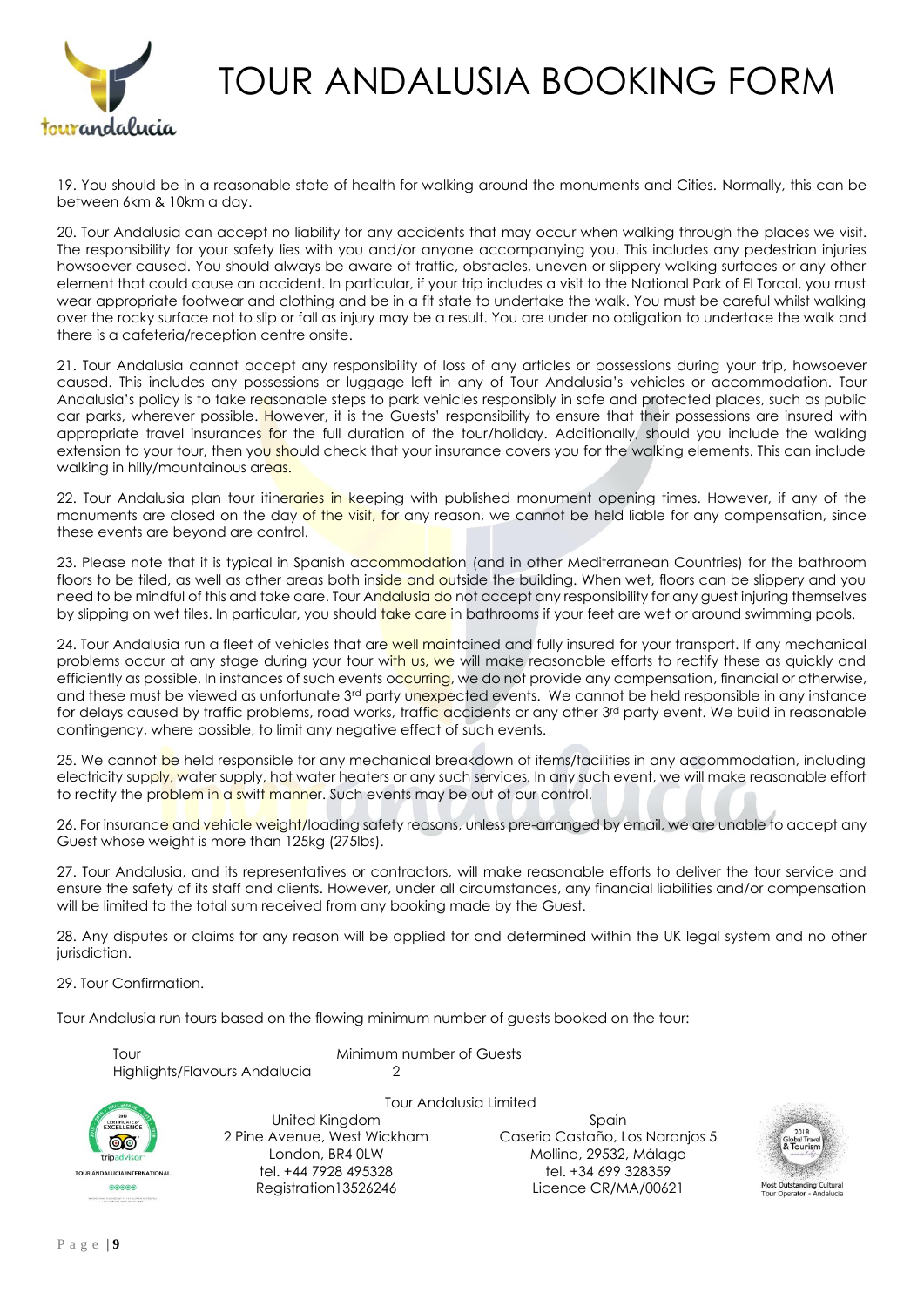# TOUR ANDALUSIA BOOKING FORM

19. You should be in a reasonable state of health for walking around the monuments and Cities. Normally, this can be between 6km & 10km a day.

20. Tour Andalusia can accept no liability for any accidents that may occur when walking through the places we visit. The responsibility for your safety lies with you and/or anyone accompanying you. This includes any pedestrian injuries howsoever caused. You should always be aware of traffic, obstacles, uneven or slippery walking surfaces or any other element that could cause an accident. In particular, if your trip includes a visit to the National Park of El Torcal, you must wear appropriate footwear and clothing and be in a fit state to undertake the walk. You must be careful whilst walking over the rocky surface not to slip or fall as injury may be a result. You are under no obligation to undertake the walk and there is a cafeteria/reception centre onsite.

21. Tour Andalusia cannot accept any responsibility of loss of any articles or possessions during your trip, howsoever caused. This includes any possessions or luggage left in any of Tour Andalusia's vehicles or accommodation. Tour Andalusia's policy is to take reasonable steps to park vehicles responsibly in safe and protected places, such as public car parks, wherever possible. However, it is the Guests' responsibility to ensure that their possessions are insured with appropriate travel insurances for the full duration of the tour/holiday. Additionally, should you include the walking extension to your tour, then you should check that your insurance covers you for the walking elements. This can include walking in hilly/mountainous areas.

22. Tour Andalusia plan tour itineraries in keeping with published monument opening times. However, if any of the monuments are closed on the day of the visit, for any reason, we cannot be held liable for any compensation, since these events are beyond are control.

23. Please note that it is typical in Spanish accommodation (and in other Mediterranean Countries) for the bathroom floors to be tiled, as well as other areas both inside and outside the building. When wet, floors can be slippery and you need to be mindful of this and take care. Tour Andalusia do not accept any responsibility for any guest injuring themselves by slipping on wet tiles. In particular, you should take care in bathrooms if your feet are wet or around swimming pools.

24. Tour Andalusia run a fleet of vehicles that are well maintained and fully insured for your transport. If any mechanical problems occur at any stage during your tour with us, we will make reasonable efforts to rectify these as quickly and efficiently as possible. In instances of such events occurring, we do not provide any compensation, financial or otherwise, and these must be viewed as unfortunate 3rd party unexpected events. We cannot be held responsible in any instance for delays caused by traffic problems, road works, traffic accidents or any other 3rd party event. We build in reasonable contingency, where possible, to limit any negative effect of such events.

25. We cannot be held responsible for any mechanical breakdown of items/facilities in any accommodation, including electricity supply, water supply, hot water heaters or any such services. In any such event, we will make reasonable effort to rectify the problem in a swift manner. Such events may be out of our control.

26. For insurance and vehicle weight/loading safety reasons, unless pre-arranged by email, we are unable to accept any Guest whose weight is more than 125kg (275lbs).

27. Tour Andalusia, and its representatives or contractors, will make reasonable efforts to deliver the tour service and ensure the safety of its staff and clients. However, under all circumstances, any financial liabilities and/or compensation will be limited to the total sum received from any booking made by the Guest.

28. Any disputes or claims for any reason will be applied for and determined within the UK legal system and no other jurisdiction.

29. Tour Confirmation.

Tour Andalusia run tours based on the flowing minimum number of guests booked on the tour:

| Tour | Minimum number of Guests |
|---|---|
| Highlights/Flavours Andalucia | 2 |

Tour Andalusia Limited

| United Kingdom | Spain |
|---|---|
| 2 Pine Avenue, West Wickham | Caserio Castaño, Los Naranjos 5 |
| London, BR4 0LW | Mollina, 29532, Málaga |
| tel. +44 7928 495328 | tel. +34 699 328359 |
| Registration13526246 | Licence CR/MA/00621 |

Most Outstanding Cultural Tour Operator - Andalucia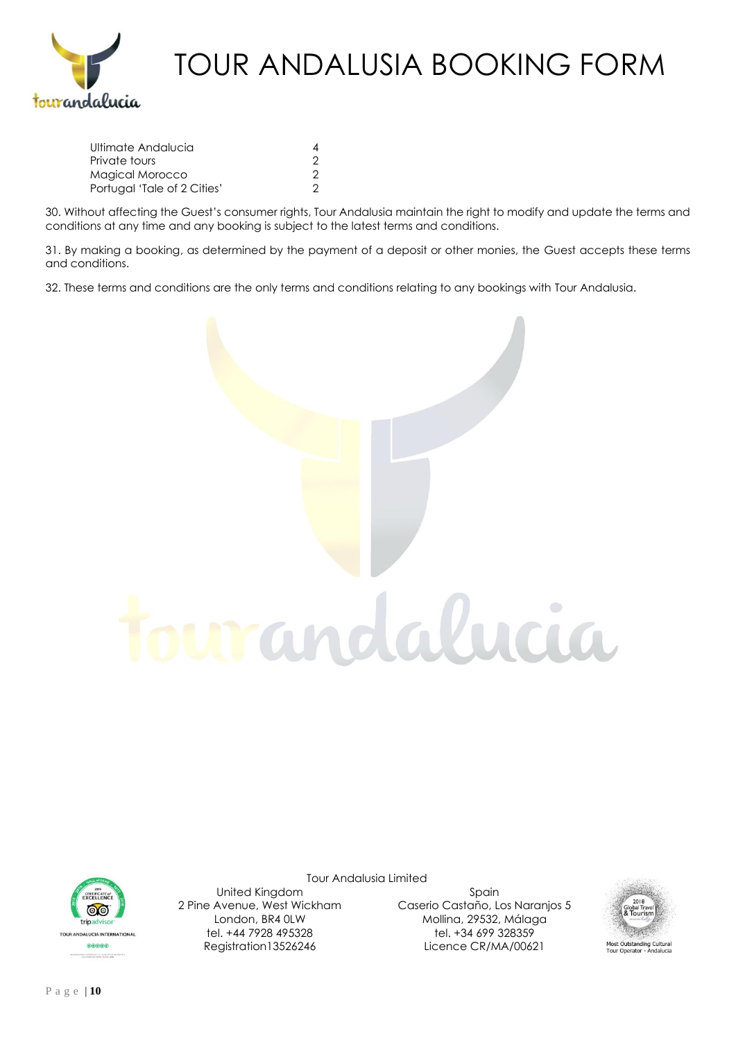| | |
|---|---|
| Ultimate Andalucia | 4 |
| Private tours | 2 |
| Magical Morocco | 2 |
| Portugal 'Tale of 2 Cities' | 2 |

30. Without affecting the Guest's consumer rights, Tour Andalusia maintain the right to modify and update the terms and conditions at any time and any booking is subject to the latest terms and conditions.

31. By making a booking, as determined by the payment of a deposit or other monies, the Guest accepts these terms and conditions.

32. These terms and conditions are the only terms and conditions relating to any bookings with Tour Andalusia.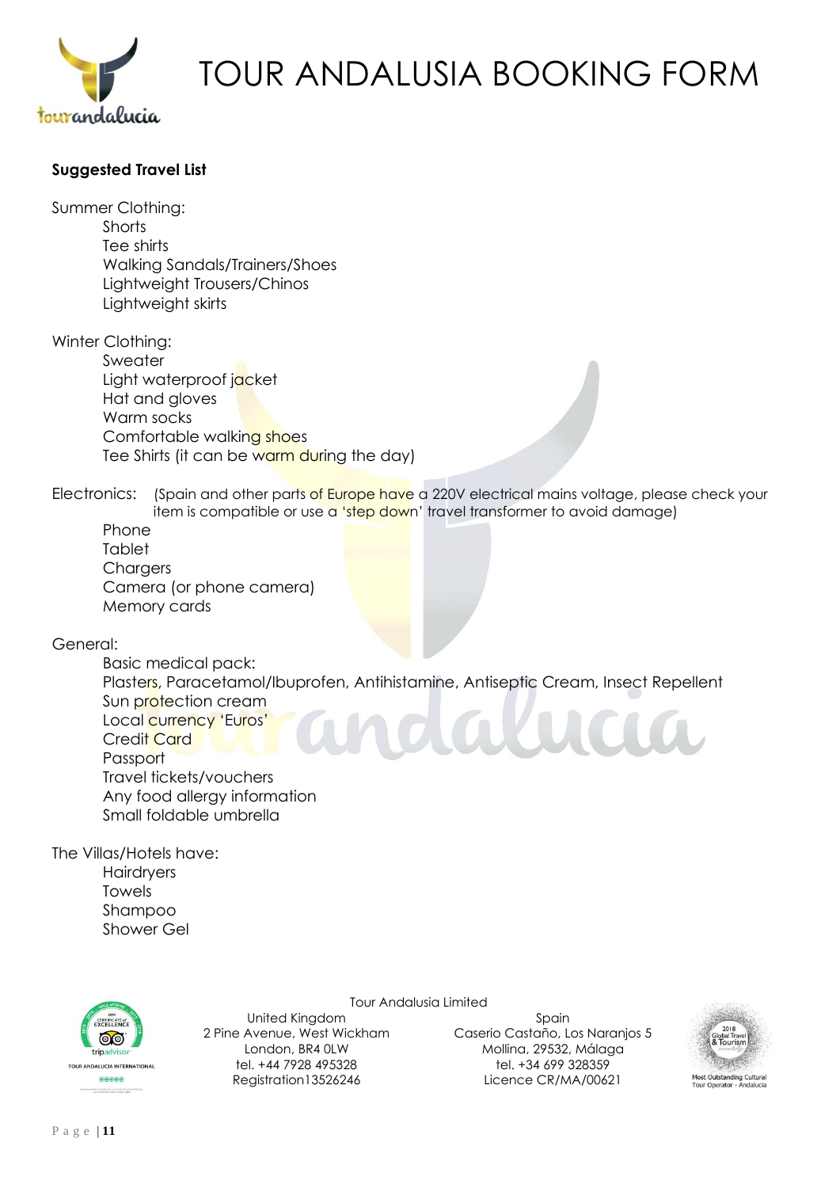# TOUR ANDALUSIA BOOKING FORM

**Suggested Travel List**

Summer Clothing:
- Shorts
- Tee shirts
- Walking Sandals/Trainers/Shoes
- Lightweight Trousers/Chinos
- Lightweight skirts

Winter Clothing:
- Sweater
- Light waterproof jacket
- Hat and gloves
- Warm socks
- Comfortable walking shoes
- Tee Shirts (it can be warm during the day)

Electronics: (Spain and other parts of Europe have a 220V electrical mains voltage, please check your item is compatible or use a 'step down' travel transformer to avoid damage)
- Phone
- Tablet
- Chargers
- Camera (or phone camera)
- Memory cards

General:
- Basic medical pack:
- Plasters, Paracetamol/Ibuprofen, Antihistamine, Antiseptic Cream, Insect Repellent
- Sun protection cream
- Local currency 'Euros'
- Credit Card
- Passport
- Travel tickets/vouchers
- Any food allergy information
- Small foldable umbrella

The Villas/Hotels have:
- Hairdryers
- Towels
- Shampoo
- Shower Gel

Tour Andalusia Limited

United Kingdom
2 Pine Avenue, West Wickham
London, BR4 0LW
tel. +44 7928 495328
Registration13526246

Spain
Caserio Castaño, Los Naranjos 5
Mollina, 29532, Málaga
tel. +34 699 328359
Licence CR/MA/00621